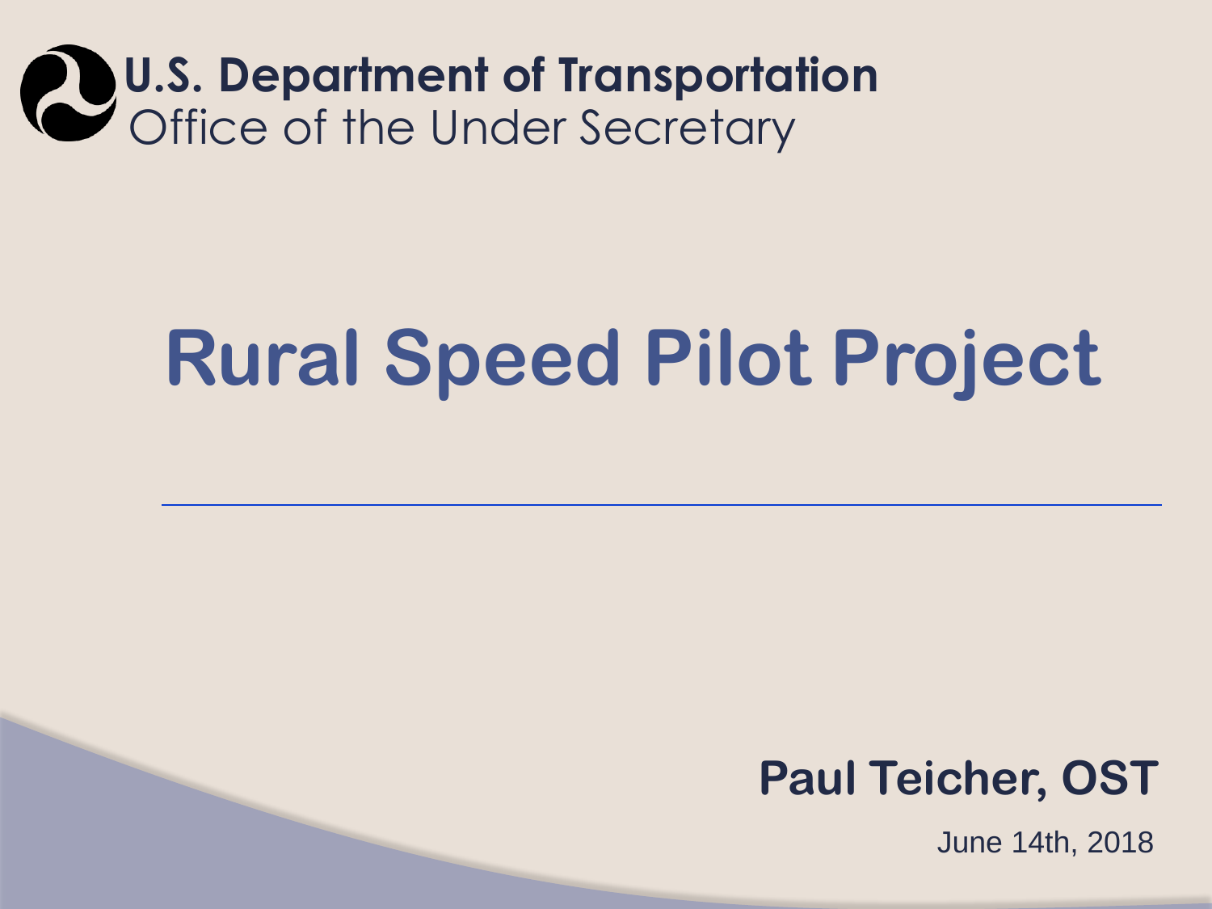**U.S. Department of Transportation**
Office of the Under Secretary

# Rural Speed Pilot Project

**Paul Teicher, OST**

June 14th, 2018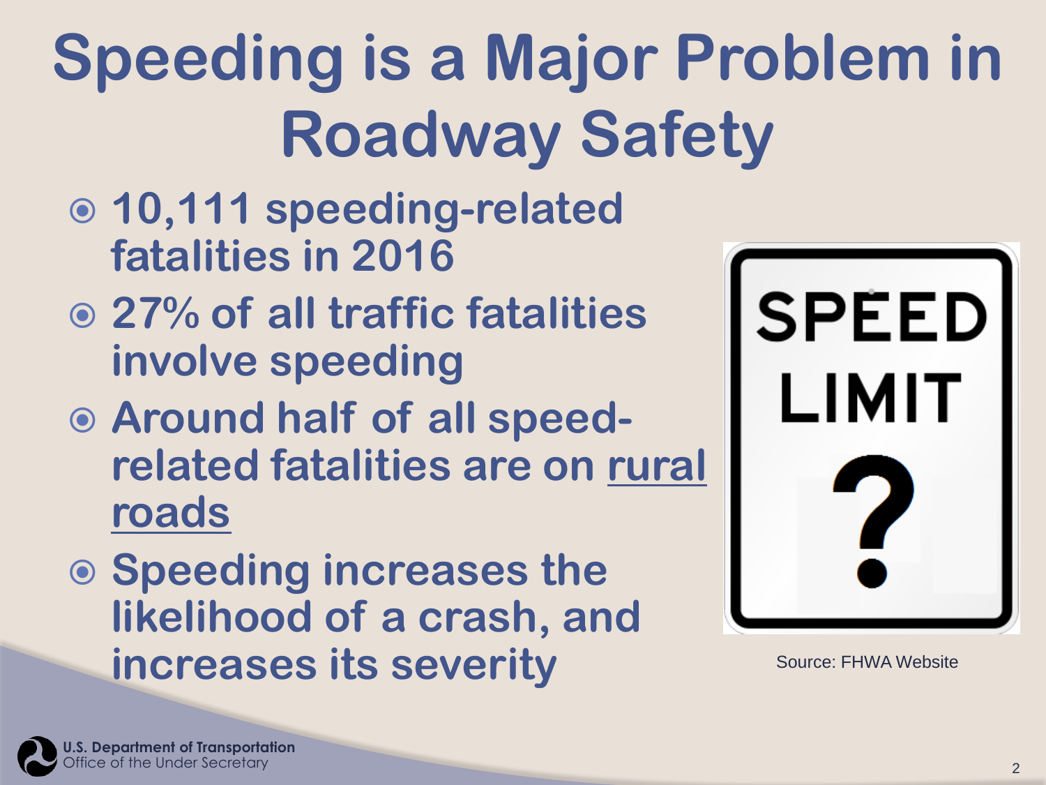# Speeding is a Major Problem in Roadway Safety

- **10,111 speeding-related fatalities in 2016**
- **27% of all traffic fatalities involve speeding**
- **Around half of all speed-related fatalities are on rural roads**
- **Speeding increases the likelihood of a crash, and increases its severity**

Source: FHWA Website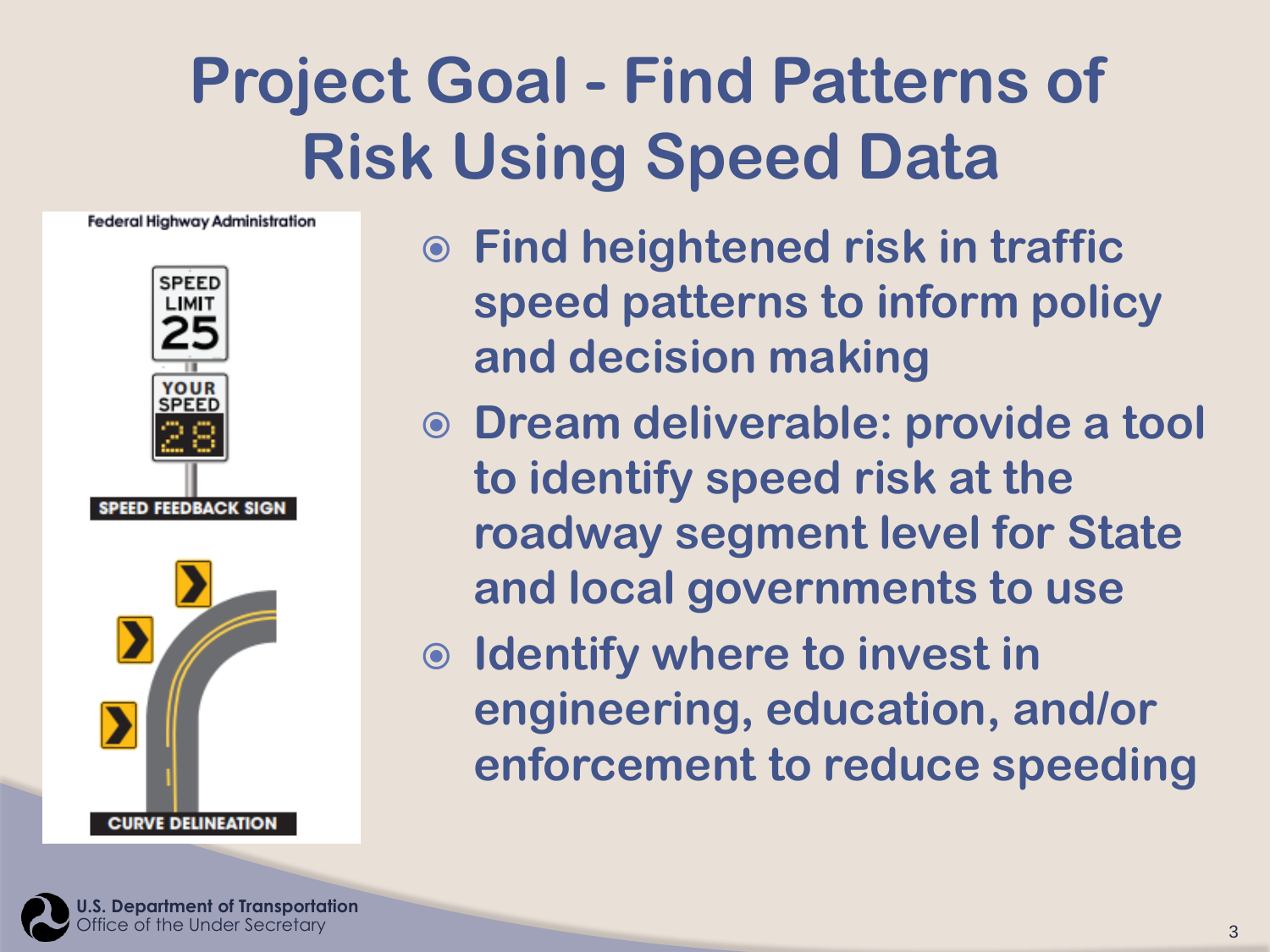# Project Goal - Find Patterns of Risk Using Speed Data

- Find heightened risk in traffic speed patterns to inform policy and decision making
- Dream deliverable: provide a tool to identify speed risk at the roadway segment level for State and local governments to use
- Identify where to invest in engineering, education, and/or enforcement to reduce speeding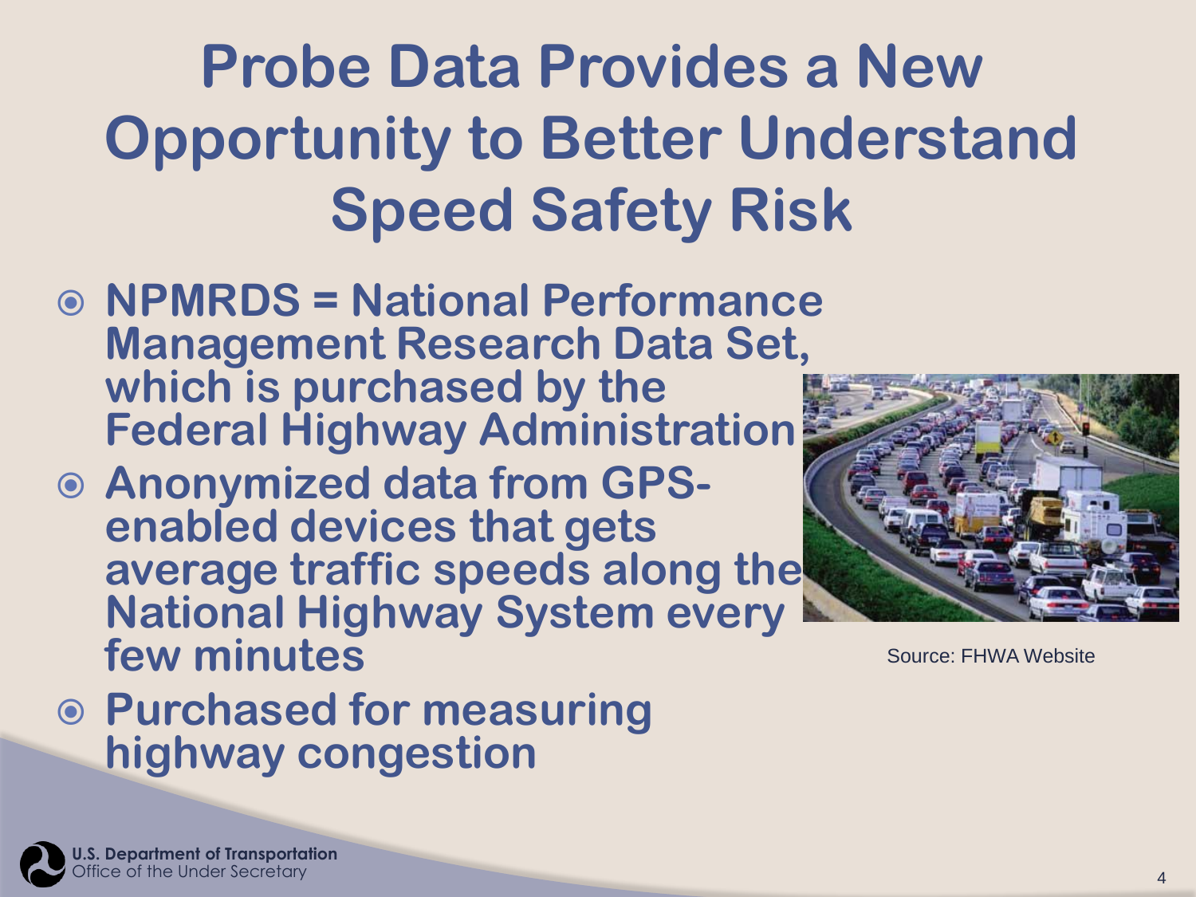# Probe Data Provides a New Opportunity to Better Understand Speed Safety Risk

- **NPMRDS = National Performance Management Research Data Set, which is purchased by the Federal Highway Administration**
- **Anonymized data from GPS-enabled devices that gets average traffic speeds along the National Highway System every few minutes**
- **Purchased for measuring highway congestion**

Source: FHWA Website

U.S. Department of Transportation
Office of the Under Secretary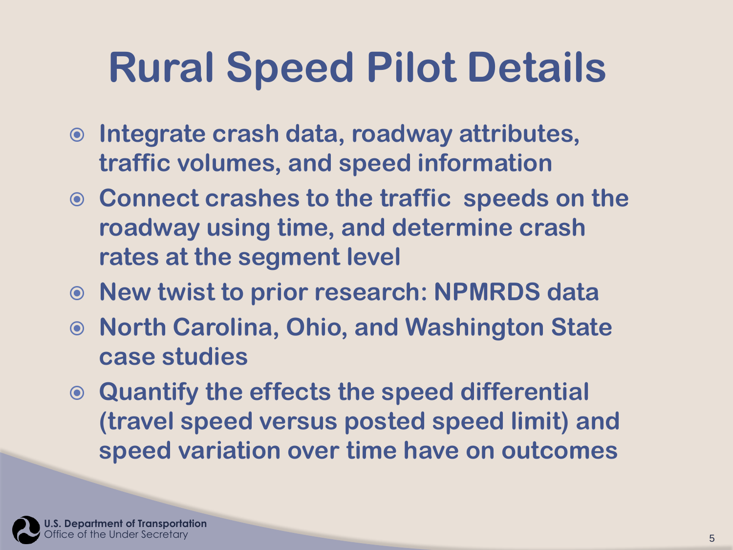# Rural Speed Pilot Details

- Integrate crash data, roadway attributes, traffic volumes, and speed information
- Connect crashes to the traffic  speeds on the roadway using time, and determine crash rates at the segment level
- New twist to prior research: NPMRDS data
- North Carolina, Ohio, and Washington State case studies
- Quantify the effects the speed differential (travel speed versus posted speed limit) and speed variation over time have on outcomes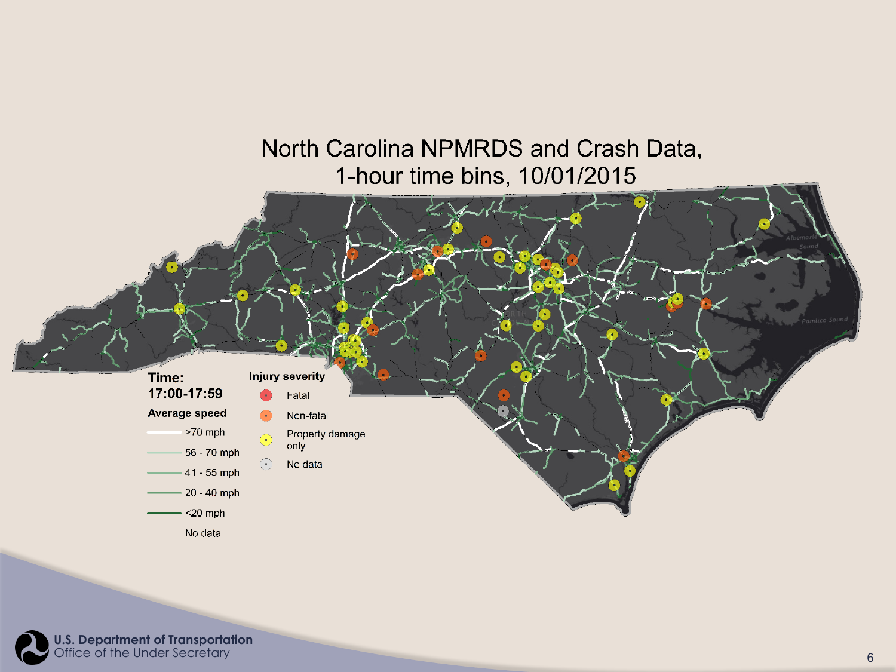# North Carolina NPMRDS and Crash Data, 1-hour time bins, 10/01/2015

**Time:**
**17:00-17:59**

**Average speed**

- >70 mph
- 56 - 70 mph
- 41 - 55 mph
- 20 - 40 mph
- <20 mph
- No data

**Injury severity**

- Fatal
- Non-fatal
- Property damage only
- No data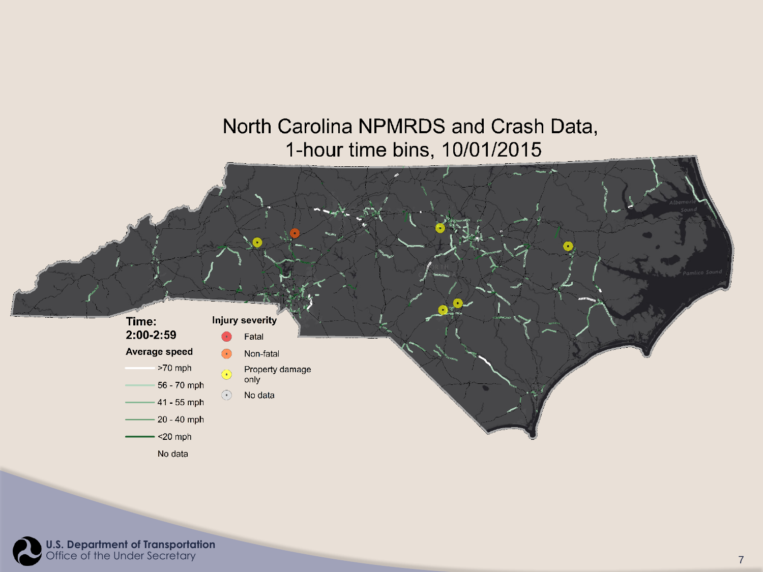# North Carolina NPMRDS and Crash Data, 1-hour time bins, 10/01/2015

**Time:**
**2:00-2:59**

**Average speed**

- >70 mph
- 56 - 70 mph
- 41 - 55 mph
- 20 - 40 mph
- <20 mph
- No data

**Injury severity**

- Fatal
- Non-fatal
- Property damage only
- No data

Albemarle Sound

Pamlico Sound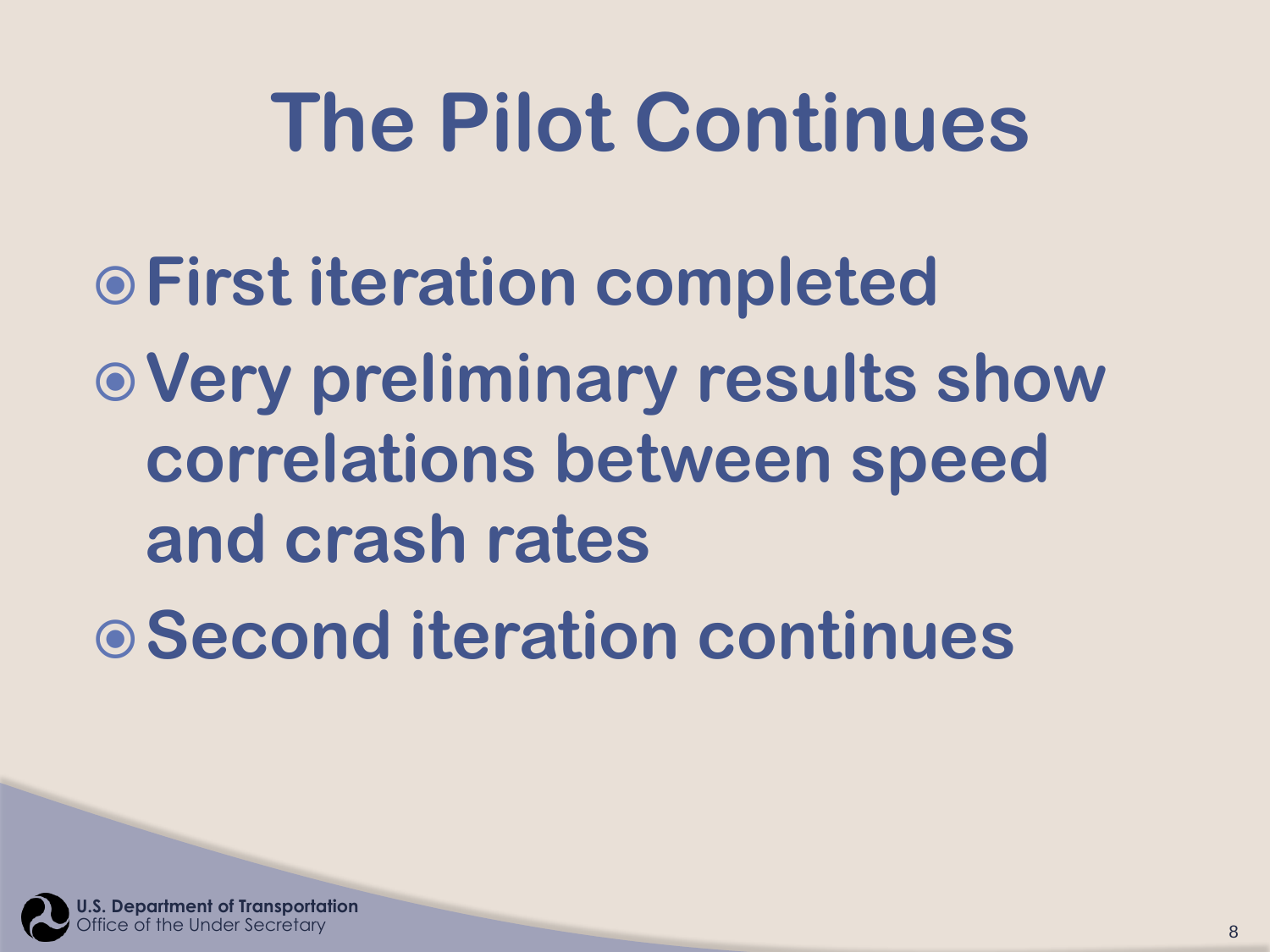# The Pilot Continues

- First iteration completed
- Very preliminary results show correlations between speed and crash rates
- Second iteration continues